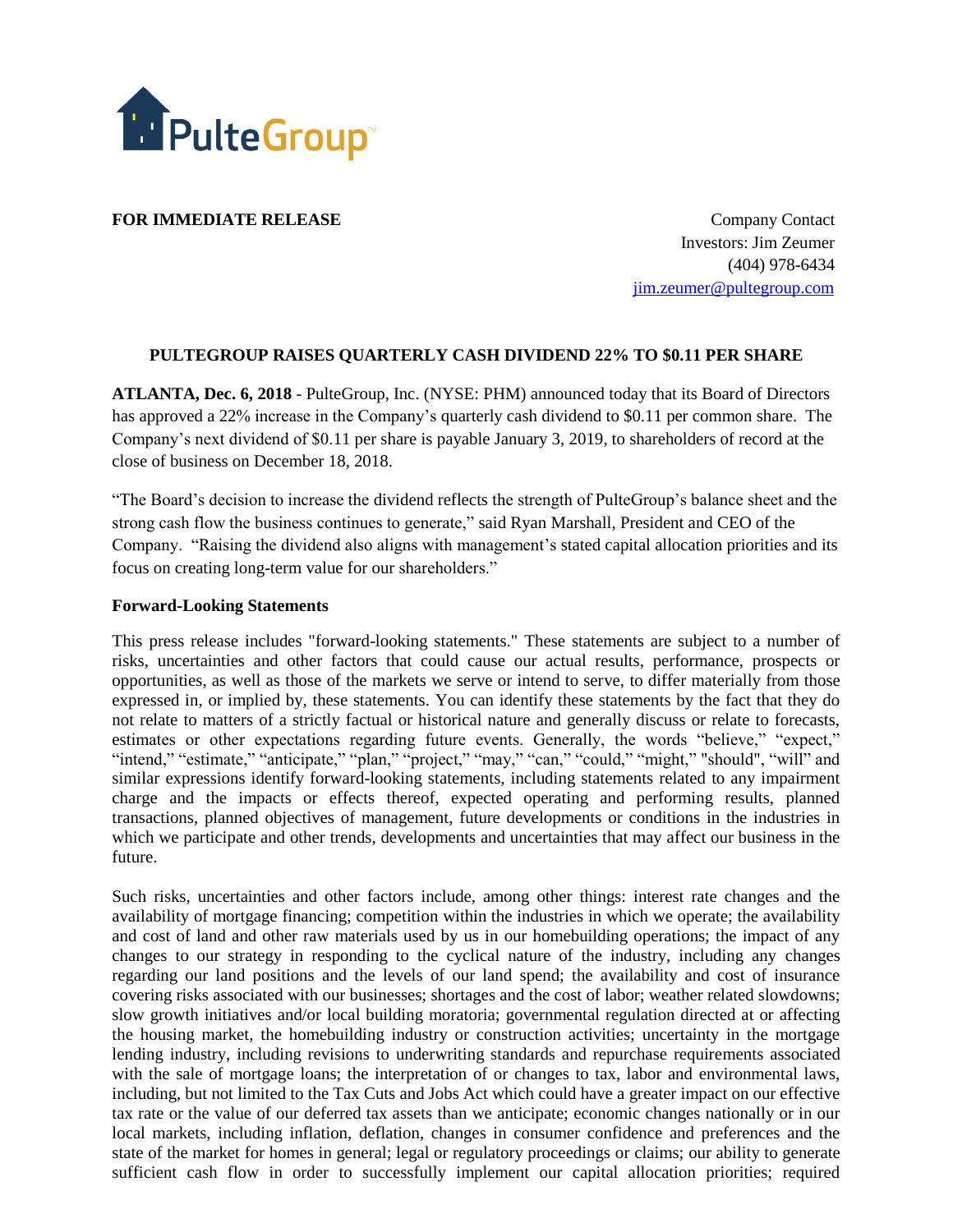PulteGroup™

**FOR IMMEDIATE RELEASE**

Company Contact
Investors: Jim Zeumer
(404) 978-6434
jim.zeumer@pultegroup.com

**PULTEGROUP RAISES QUARTERLY CASH DIVIDEND 22% TO $0.11 PER SHARE**

**ATLANTA, Dec. 6, 2018** - PulteGroup, Inc. (NYSE: PHM) announced today that its Board of Directors has approved a 22% increase in the Company's quarterly cash dividend to $0.11 per common share. The Company's next dividend of $0.11 per share is payable January 3, 2019, to shareholders of record at the close of business on December 18, 2018.

"The Board's decision to increase the dividend reflects the strength of PulteGroup's balance sheet and the strong cash flow the business continues to generate," said Ryan Marshall, President and CEO of the Company. "Raising the dividend also aligns with management's stated capital allocation priorities and its focus on creating long-term value for our shareholders."

**Forward-Looking Statements**

This press release includes "forward-looking statements." These statements are subject to a number of risks, uncertainties and other factors that could cause our actual results, performance, prospects or opportunities, as well as those of the markets we serve or intend to serve, to differ materially from those expressed in, or implied by, these statements. You can identify these statements by the fact that they do not relate to matters of a strictly factual or historical nature and generally discuss or relate to forecasts, estimates or other expectations regarding future events. Generally, the words "believe," "expect," "intend," "estimate," "anticipate," "plan," "project," "may," "can," "could," "might," "should", "will" and similar expressions identify forward-looking statements, including statements related to any impairment charge and the impacts or effects thereof, expected operating and performing results, planned transactions, planned objectives of management, future developments or conditions in the industries in which we participate and other trends, developments and uncertainties that may affect our business in the future.

Such risks, uncertainties and other factors include, among other things: interest rate changes and the availability of mortgage financing; competition within the industries in which we operate; the availability and cost of land and other raw materials used by us in our homebuilding operations; the impact of any changes to our strategy in responding to the cyclical nature of the industry, including any changes regarding our land positions and the levels of our land spend; the availability and cost of insurance covering risks associated with our businesses; shortages and the cost of labor; weather related slowdowns; slow growth initiatives and/or local building moratoria; governmental regulation directed at or affecting the housing market, the homebuilding industry or construction activities; uncertainty in the mortgage lending industry, including revisions to underwriting standards and repurchase requirements associated with the sale of mortgage loans; the interpretation of or changes to tax, labor and environmental laws, including, but not limited to the Tax Cuts and Jobs Act which could have a greater impact on our effective tax rate or the value of our deferred tax assets than we anticipate; economic changes nationally or in our local markets, including inflation, deflation, changes in consumer confidence and preferences and the state of the market for homes in general; legal or regulatory proceedings or claims; our ability to generate sufficient cash flow in order to successfully implement our capital allocation priorities; required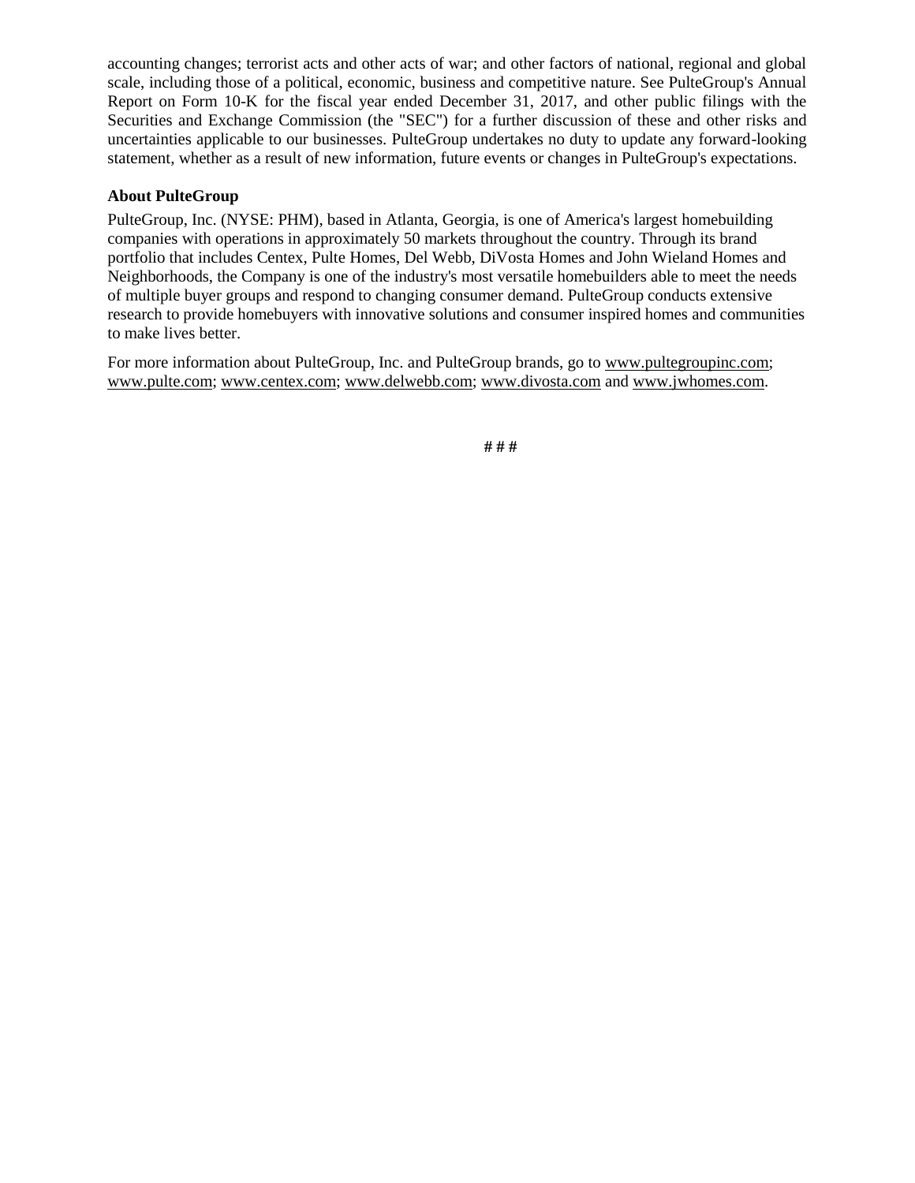accounting changes; terrorist acts and other acts of war; and other factors of national, regional and global scale, including those of a political, economic, business and competitive nature. See PulteGroup's Annual Report on Form 10-K for the fiscal year ended December 31, 2017, and other public filings with the Securities and Exchange Commission (the "SEC") for a further discussion of these and other risks and uncertainties applicable to our businesses. PulteGroup undertakes no duty to update any forward-looking statement, whether as a result of new information, future events or changes in PulteGroup's expectations.

**About PulteGroup**

PulteGroup, Inc. (NYSE: PHM), based in Atlanta, Georgia, is one of America's largest homebuilding companies with operations in approximately 50 markets throughout the country. Through its brand portfolio that includes Centex, Pulte Homes, Del Webb, DiVosta Homes and John Wieland Homes and Neighborhoods, the Company is one of the industry's most versatile homebuilders able to meet the needs of multiple buyer groups and respond to changing consumer demand. PulteGroup conducts extensive research to provide homebuyers with innovative solutions and consumer inspired homes and communities to make lives better.

For more information about PulteGroup, Inc. and PulteGroup brands, go to www.pultegroupinc.com; www.pulte.com; www.centex.com; www.delwebb.com; www.divosta.com and www.jwhomes.com.

**# # #**